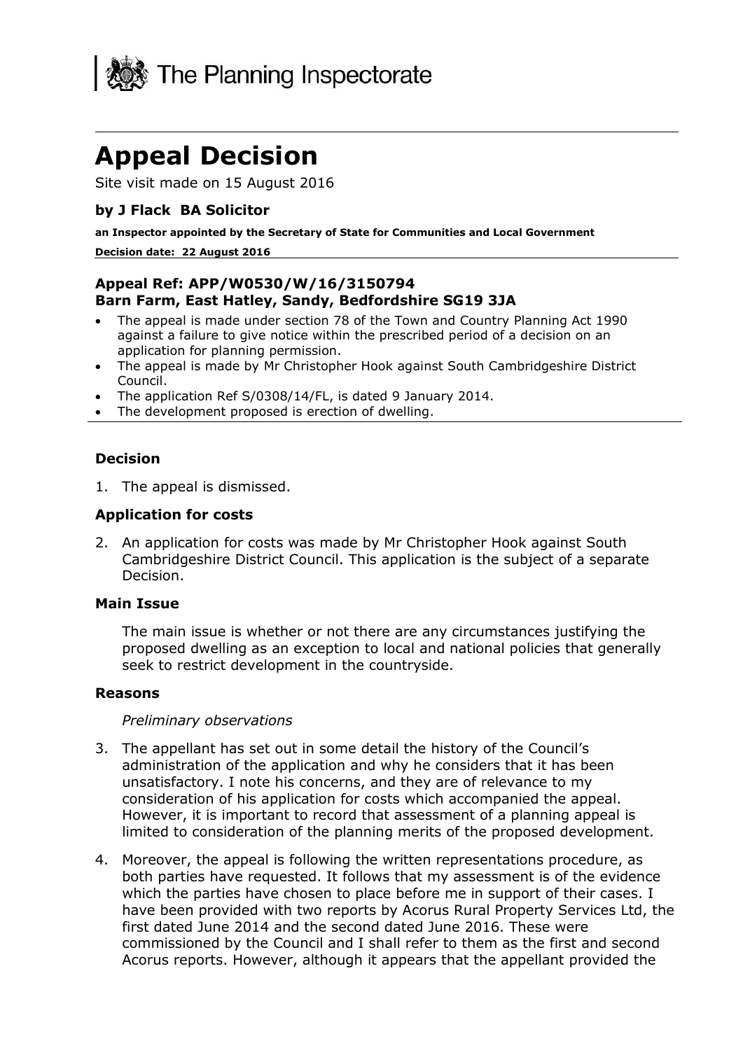The Planning Inspectorate

# Appeal Decision

Site visit made on 15 August 2016

**by J Flack BA Solicitor**

**an Inspector appointed by the Secretary of State for Communities and Local Government**

**Decision date: 22 August 2016**

**Appeal Ref: APP/W0530/W/16/3150794**
**Barn Farm, East Hatley, Sandy, Bedfordshire SG19 3JA**

- The appeal is made under section 78 of the Town and Country Planning Act 1990 against a failure to give notice within the prescribed period of a decision on an application for planning permission.
- The appeal is made by Mr Christopher Hook against South Cambridgeshire District Council.
- The application Ref S/0308/14/FL, is dated 9 January 2014.
- The development proposed is erection of dwelling.

### Decision

1. The appeal is dismissed.

### Application for costs

2. An application for costs was made by Mr Christopher Hook against South Cambridgeshire District Council. This application is the subject of a separate Decision.

### Main Issue

The main issue is whether or not there are any circumstances justifying the proposed dwelling as an exception to local and national policies that generally seek to restrict development in the countryside.

### Reasons

*Preliminary observations*

3. The appellant has set out in some detail the history of the Council's administration of the application and why he considers that it has been unsatisfactory. I note his concerns, and they are of relevance to my consideration of his application for costs which accompanied the appeal. However, it is important to record that assessment of a planning appeal is limited to consideration of the planning merits of the proposed development.

4. Moreover, the appeal is following the written representations procedure, as both parties have requested. It follows that my assessment is of the evidence which the parties have chosen to place before me in support of their cases. I have been provided with two reports by Acorus Rural Property Services Ltd, the first dated June 2014 and the second dated June 2016. These were commissioned by the Council and I shall refer to them as the first and second Acorus reports. However, although it appears that the appellant provided the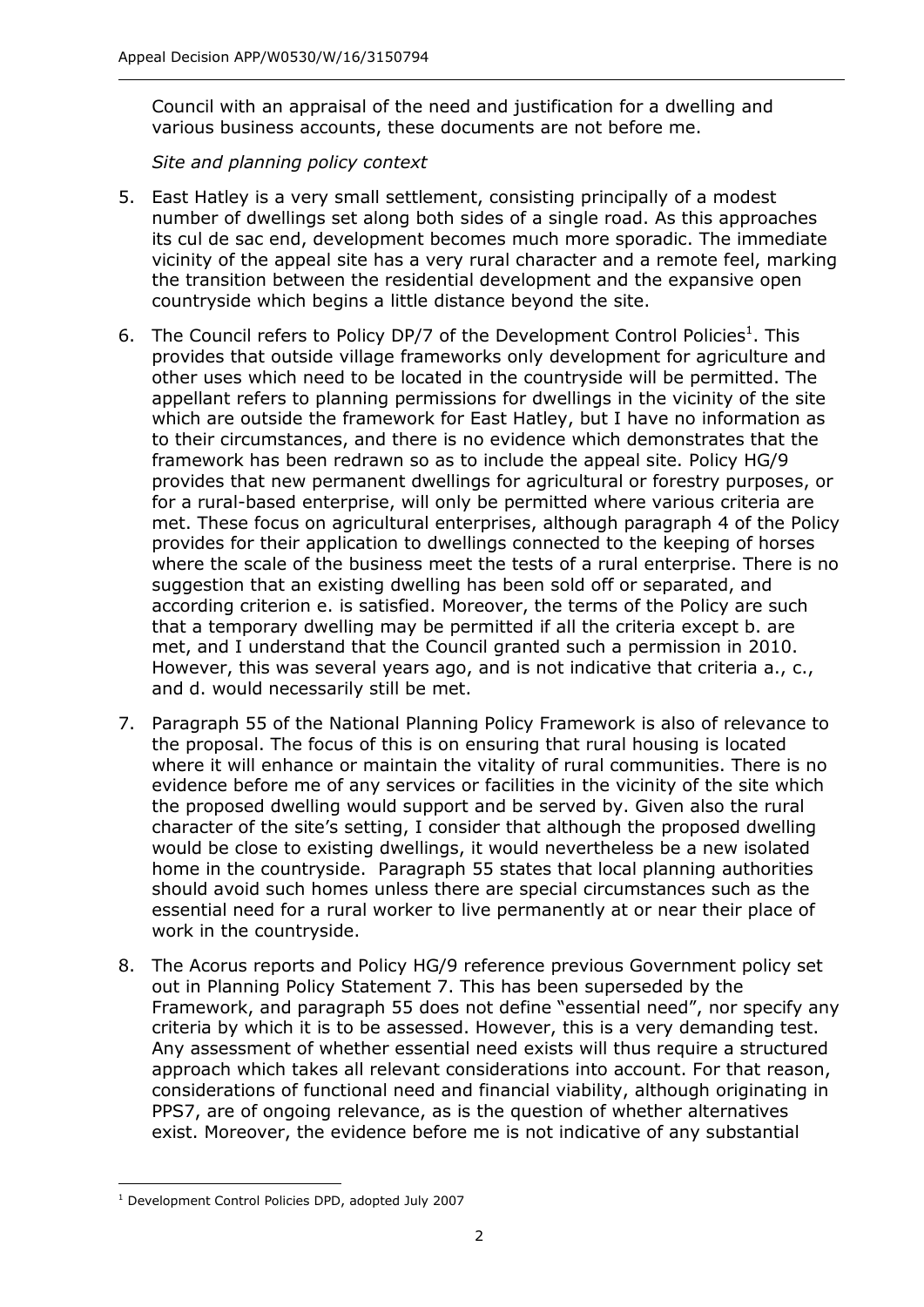Council with an appraisal of the need and justification for a dwelling and various business accounts, these documents are not before me.

*Site and planning policy context*

5. East Hatley is a very small settlement, consisting principally of a modest number of dwellings set along both sides of a single road. As this approaches its cul de sac end, development becomes much more sporadic. The immediate vicinity of the appeal site has a very rural character and a remote feel, marking the transition between the residential development and the expansive open countryside which begins a little distance beyond the site.

6. The Council refers to Policy DP/7 of the Development Control Policies[1]. This provides that outside village frameworks only development for agriculture and other uses which need to be located in the countryside will be permitted. The appellant refers to planning permissions for dwellings in the vicinity of the site which are outside the framework for East Hatley, but I have no information as to their circumstances, and there is no evidence which demonstrates that the framework has been redrawn so as to include the appeal site. Policy HG/9 provides that new permanent dwellings for agricultural or forestry purposes, or for a rural-based enterprise, will only be permitted where various criteria are met. These focus on agricultural enterprises, although paragraph 4 of the Policy provides for their application to dwellings connected to the keeping of horses where the scale of the business meet the tests of a rural enterprise. There is no suggestion that an existing dwelling has been sold off or separated, and according criterion e. is satisfied. Moreover, the terms of the Policy are such that a temporary dwelling may be permitted if all the criteria except b. are met, and I understand that the Council granted such a permission in 2010. However, this was several years ago, and is not indicative that criteria a., c., and d. would necessarily still be met.

7. Paragraph 55 of the National Planning Policy Framework is also of relevance to the proposal. The focus of this is on ensuring that rural housing is located where it will enhance or maintain the vitality of rural communities. There is no evidence before me of any services or facilities in the vicinity of the site which the proposed dwelling would support and be served by. Given also the rural character of the site's setting, I consider that although the proposed dwelling would be close to existing dwellings, it would nevertheless be a new isolated home in the countryside. Paragraph 55 states that local planning authorities should avoid such homes unless there are special circumstances such as the essential need for a rural worker to live permanently at or near their place of work in the countryside.

8. The Acorus reports and Policy HG/9 reference previous Government policy set out in Planning Policy Statement 7. This has been superseded by the Framework, and paragraph 55 does not define "essential need", nor specify any criteria by which it is to be assessed. However, this is a very demanding test. Any assessment of whether essential need exists will thus require a structured approach which takes all relevant considerations into account. For that reason, considerations of functional need and financial viability, although originating in PPS7, are of ongoing relevance, as is the question of whether alternatives exist. Moreover, the evidence before me is not indicative of any substantial

[1] Development Control Policies DPD, adopted July 2007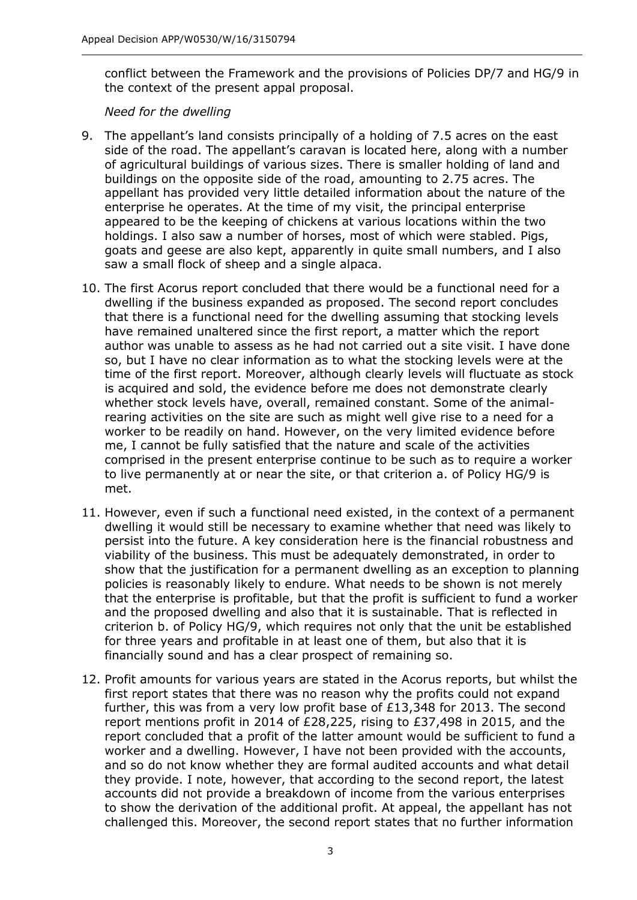conflict between the Framework and the provisions of Policies DP/7 and HG/9 in the context of the present appal proposal.

*Need for the dwelling*

9. The appellant's land consists principally of a holding of 7.5 acres on the east side of the road. The appellant's caravan is located here, along with a number of agricultural buildings of various sizes. There is smaller holding of land and buildings on the opposite side of the road, amounting to 2.75 acres. The appellant has provided very little detailed information about the nature of the enterprise he operates. At the time of my visit, the principal enterprise appeared to be the keeping of chickens at various locations within the two holdings. I also saw a number of horses, most of which were stabled. Pigs, goats and geese are also kept, apparently in quite small numbers, and I also saw a small flock of sheep and a single alpaca.

10. The first Acorus report concluded that there would be a functional need for a dwelling if the business expanded as proposed. The second report concludes that there is a functional need for the dwelling assuming that stocking levels have remained unaltered since the first report, a matter which the report author was unable to assess as he had not carried out a site visit. I have done so, but I have no clear information as to what the stocking levels were at the time of the first report. Moreover, although clearly levels will fluctuate as stock is acquired and sold, the evidence before me does not demonstrate clearly whether stock levels have, overall, remained constant. Some of the animal-rearing activities on the site are such as might well give rise to a need for a worker to be readily on hand. However, on the very limited evidence before me, I cannot be fully satisfied that the nature and scale of the activities comprised in the present enterprise continue to be such as to require a worker to live permanently at or near the site, or that criterion a. of Policy HG/9 is met.

11. However, even if such a functional need existed, in the context of a permanent dwelling it would still be necessary to examine whether that need was likely to persist into the future. A key consideration here is the financial robustness and viability of the business. This must be adequately demonstrated, in order to show that the justification for a permanent dwelling as an exception to planning policies is reasonably likely to endure. What needs to be shown is not merely that the enterprise is profitable, but that the profit is sufficient to fund a worker and the proposed dwelling and also that it is sustainable. That is reflected in criterion b. of Policy HG/9, which requires not only that the unit be established for three years and profitable in at least one of them, but also that it is financially sound and has a clear prospect of remaining so.

12. Profit amounts for various years are stated in the Acorus reports, but whilst the first report states that there was no reason why the profits could not expand further, this was from a very low profit base of £13,348 for 2013. The second report mentions profit in 2014 of £28,225, rising to £37,498 in 2015, and the report concluded that a profit of the latter amount would be sufficient to fund a worker and a dwelling. However, I have not been provided with the accounts, and so do not know whether they are formal audited accounts and what detail they provide. I note, however, that according to the second report, the latest accounts did not provide a breakdown of income from the various enterprises to show the derivation of the additional profit. At appeal, the appellant has not challenged this. Moreover, the second report states that no further information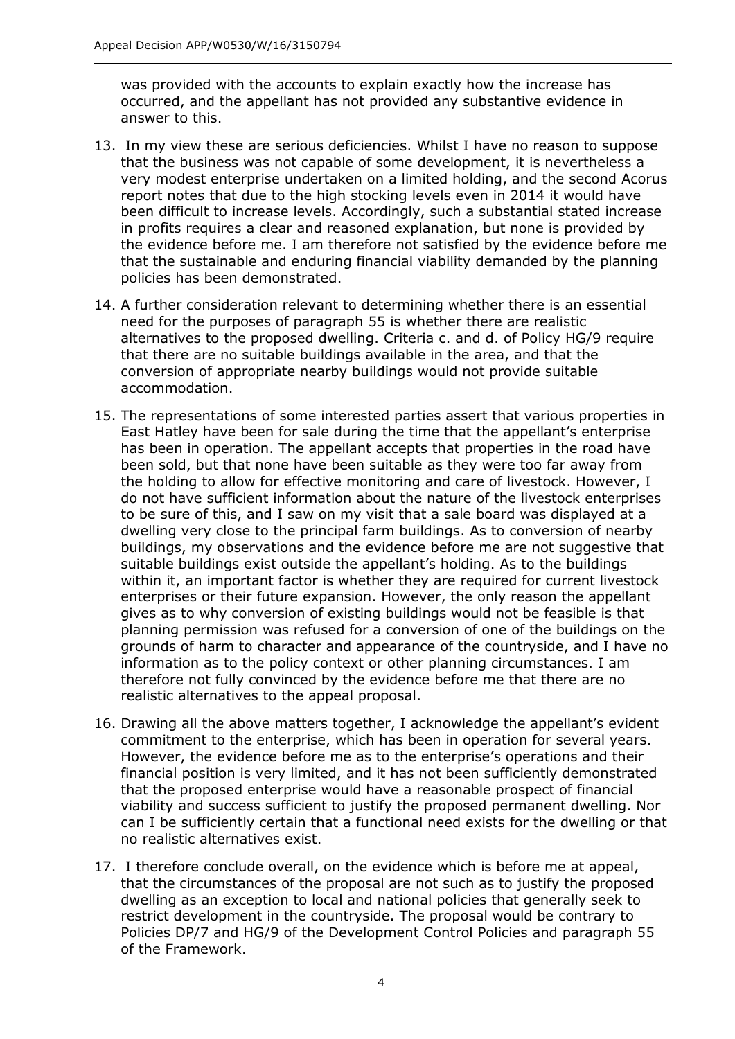was provided with the accounts to explain exactly how the increase has occurred, and the appellant has not provided any substantive evidence in answer to this.

13. In my view these are serious deficiencies. Whilst I have no reason to suppose that the business was not capable of some development, it is nevertheless a very modest enterprise undertaken on a limited holding, and the second Acorus report notes that due to the high stocking levels even in 2014 it would have been difficult to increase levels. Accordingly, such a substantial stated increase in profits requires a clear and reasoned explanation, but none is provided by the evidence before me. I am therefore not satisfied by the evidence before me that the sustainable and enduring financial viability demanded by the planning policies has been demonstrated.

14. A further consideration relevant to determining whether there is an essential need for the purposes of paragraph 55 is whether there are realistic alternatives to the proposed dwelling. Criteria c. and d. of Policy HG/9 require that there are no suitable buildings available in the area, and that the conversion of appropriate nearby buildings would not provide suitable accommodation.

15. The representations of some interested parties assert that various properties in East Hatley have been for sale during the time that the appellant's enterprise has been in operation. The appellant accepts that properties in the road have been sold, but that none have been suitable as they were too far away from the holding to allow for effective monitoring and care of livestock. However, I do not have sufficient information about the nature of the livestock enterprises to be sure of this, and I saw on my visit that a sale board was displayed at a dwelling very close to the principal farm buildings. As to conversion of nearby buildings, my observations and the evidence before me are not suggestive that suitable buildings exist outside the appellant's holding. As to the buildings within it, an important factor is whether they are required for current livestock enterprises or their future expansion. However, the only reason the appellant gives as to why conversion of existing buildings would not be feasible is that planning permission was refused for a conversion of one of the buildings on the grounds of harm to character and appearance of the countryside, and I have no information as to the policy context or other planning circumstances. I am therefore not fully convinced by the evidence before me that there are no realistic alternatives to the appeal proposal.

16. Drawing all the above matters together, I acknowledge the appellant's evident commitment to the enterprise, which has been in operation for several years. However, the evidence before me as to the enterprise's operations and their financial position is very limited, and it has not been sufficiently demonstrated that the proposed enterprise would have a reasonable prospect of financial viability and success sufficient to justify the proposed permanent dwelling. Nor can I be sufficiently certain that a functional need exists for the dwelling or that no realistic alternatives exist.

17. I therefore conclude overall, on the evidence which is before me at appeal, that the circumstances of the proposal are not such as to justify the proposed dwelling as an exception to local and national policies that generally seek to restrict development in the countryside. The proposal would be contrary to Policies DP/7 and HG/9 of the Development Control Policies and paragraph 55 of the Framework.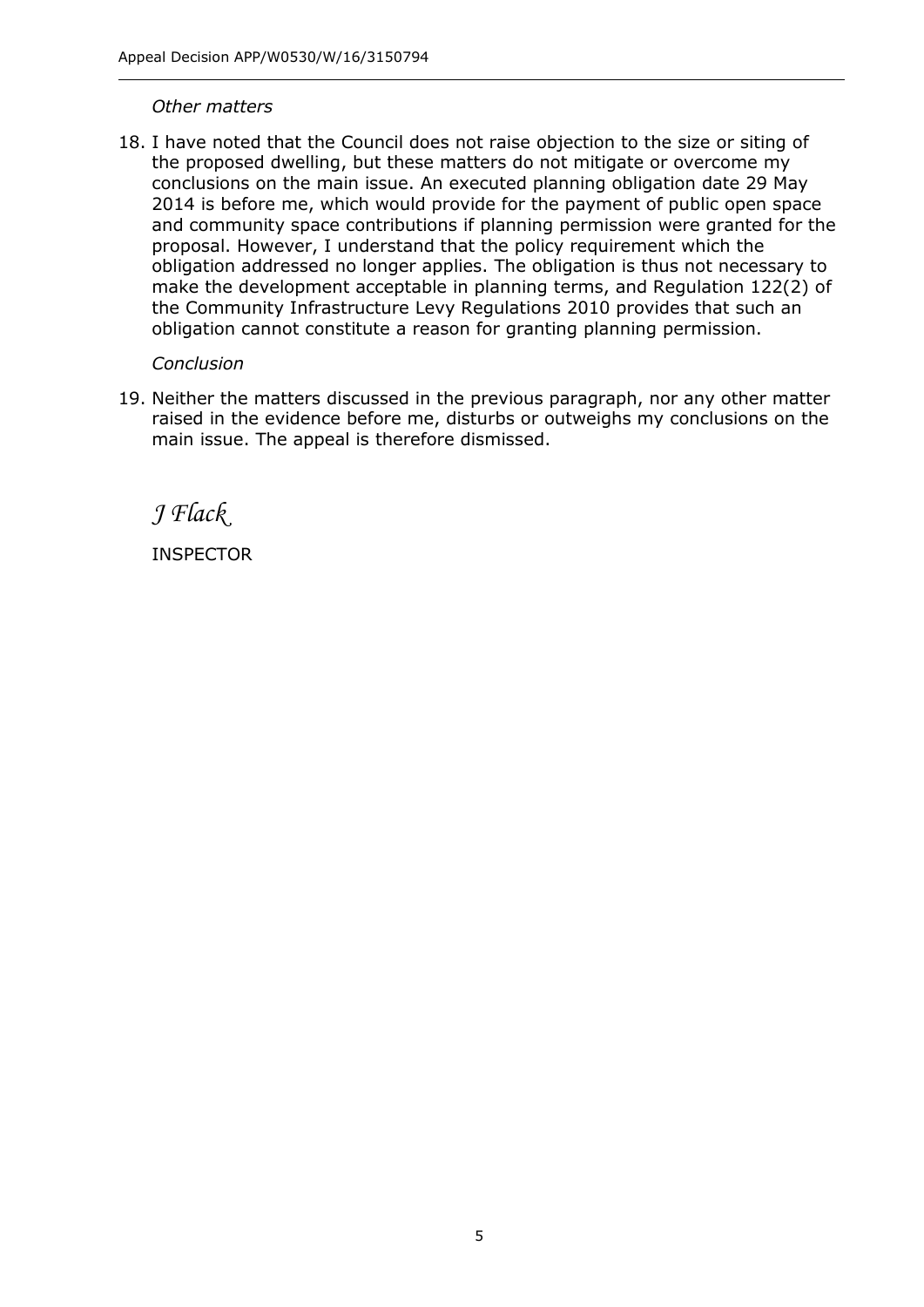*Other matters*

18. I have noted that the Council does not raise objection to the size or siting of the proposed dwelling, but these matters do not mitigate or overcome my conclusions on the main issue. An executed planning obligation date 29 May 2014 is before me, which would provide for the payment of public open space and community space contributions if planning permission were granted for the proposal. However, I understand that the policy requirement which the obligation addressed no longer applies. The obligation is thus not necessary to make the development acceptable in planning terms, and Regulation 122(2) of the Community Infrastructure Levy Regulations 2010 provides that such an obligation cannot constitute a reason for granting planning permission.

*Conclusion*

19. Neither the matters discussed in the previous paragraph, nor any other matter raised in the evidence before me, disturbs or outweighs my conclusions on the main issue. The appeal is therefore dismissed.

*J Flack*

INSPECTOR